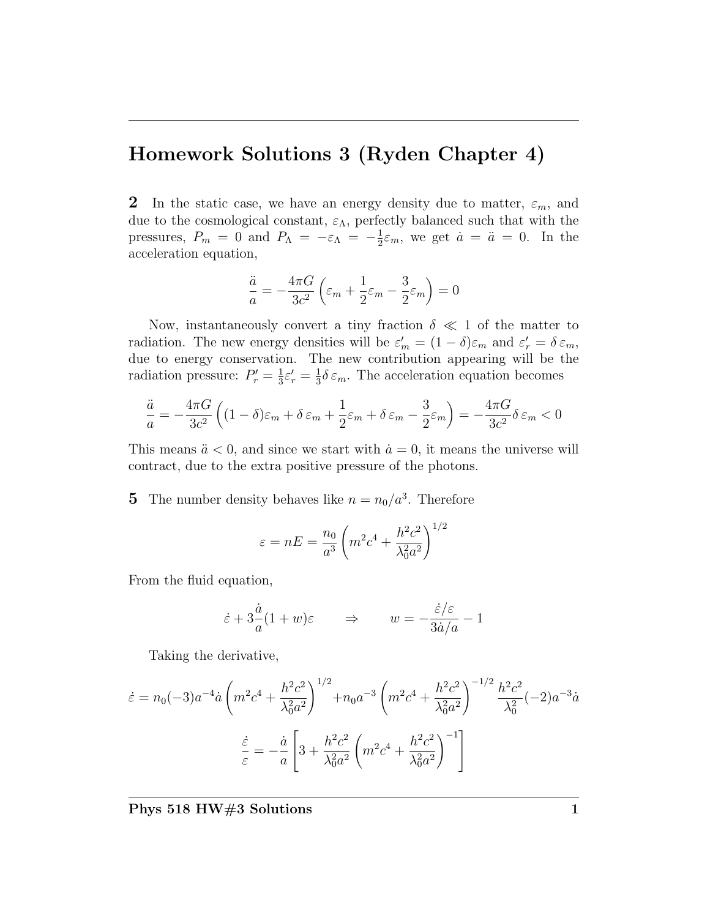# Homework Solutions 3 (Ryden Chapter 4)

**2** In the static case, we have an energy density due to matter, $\varepsilon_m$, and due to the cosmological constant, $\varepsilon_\Lambda$, perfectly balanced such that with the pressures, $P_m = 0$ and $P_\Lambda = -\varepsilon_\Lambda = -\frac{1}{2}\varepsilon_m$, we get $\dot{a} = \ddot{a} = 0$. In the acceleration equation,

$$\frac{\ddot{a}}{a} = -\frac{4\pi G}{3c^2}\left(\varepsilon_m + \frac{1}{2}\varepsilon_m - \frac{3}{2}\varepsilon_m\right) = 0$$

Now, instantaneously convert a tiny fraction $\delta \ll 1$ of the matter to radiation. The new energy densities will be $\varepsilon_m' = (1-\delta)\varepsilon_m$ and $\varepsilon_r' = \delta\,\varepsilon_m$, due to energy conservation. The new contribution appearing will be the radiation pressure: $P_r' = \frac{1}{3}\varepsilon_r' = \frac{1}{3}\delta\,\varepsilon_m$. The acceleration equation becomes

$$\frac{\ddot{a}}{a} = -\frac{4\pi G}{3c^2}\left((1-\delta)\varepsilon_m + \delta\,\varepsilon_m + \frac{1}{2}\varepsilon_m + \delta\,\varepsilon_m - \frac{3}{2}\varepsilon_m\right) = -\frac{4\pi G}{3c^2}\delta\,\varepsilon_m < 0$$

This means $\ddot{a} < 0$, and since we start with $\dot{a} = 0$, it means the universe will contract, due to the extra positive pressure of the photons.

**5** The number density behaves like $n = n_0/a^3$. Therefore

$$\varepsilon = nE = \frac{n_0}{a^3}\left(m^2c^4 + \frac{h^2c^2}{\lambda_0^2 a^2}\right)^{1/2}$$

From the fluid equation,

$$\dot{\varepsilon} + 3\frac{\dot{a}}{a}(1+w)\varepsilon \qquad \Rightarrow \qquad w = -\frac{\dot{\varepsilon}/\varepsilon}{3\dot{a}/a} - 1$$

Taking the derivative,

$$\dot{\varepsilon} = n_0(-3)a^{-4}\dot{a}\left(m^2c^4 + \frac{h^2c^2}{\lambda_0^2 a^2}\right)^{1/2} + n_0 a^{-3}\left(m^2c^4 + \frac{h^2c^2}{\lambda_0^2 a^2}\right)^{-1/2}\frac{h^2c^2}{\lambda_0^2}(-2)a^{-3}\dot{a}$$

$$\frac{\dot{\varepsilon}}{\varepsilon} = -\frac{\dot{a}}{a}\left[3 + \frac{h^2c^2}{\lambda_0^2 a^2}\left(m^2c^4 + \frac{h^2c^2}{\lambda_0^2 a^2}\right)^{-1}\right]$$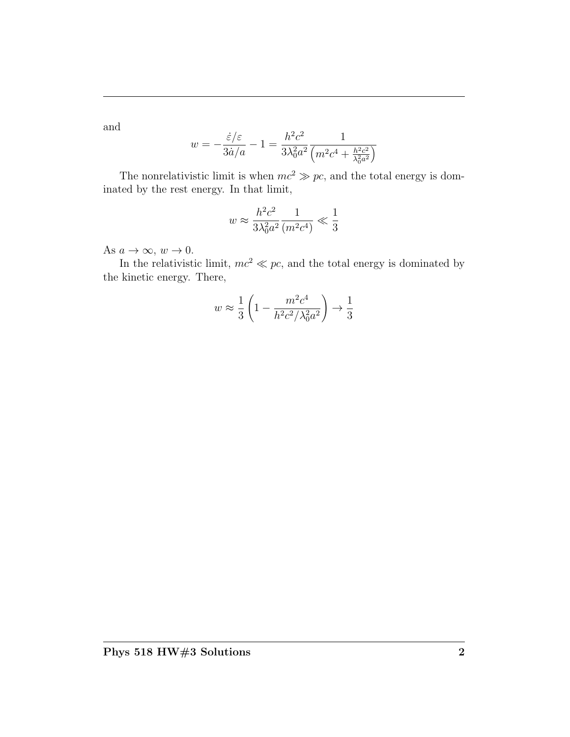and

$$w = -\frac{\dot{\varepsilon}/\varepsilon}{3\dot{a}/a} - 1 = \frac{h^2c^2}{3\lambda_0^2 a^2} \frac{1}{\left(m^2c^4 + \frac{h^2c^2}{\lambda_0^2 a^2}\right)}$$

The nonrelativistic limit is when $mc^2 \gg pc$, and the total energy is dominated by the rest energy. In that limit,

$$w \approx \frac{h^2c^2}{3\lambda_0^2 a^2} \frac{1}{(m^2c^4)} \ll \frac{1}{3}$$

As $a \to \infty$, $w \to 0$.

In the relativistic limit, $mc^2 \ll pc$, and the total energy is dominated by the kinetic energy. There,

$$w \approx \frac{1}{3}\left(1 - \frac{m^2c^4}{h^2c^2/\lambda_0^2 a^2}\right) \to \frac{1}{3}$$